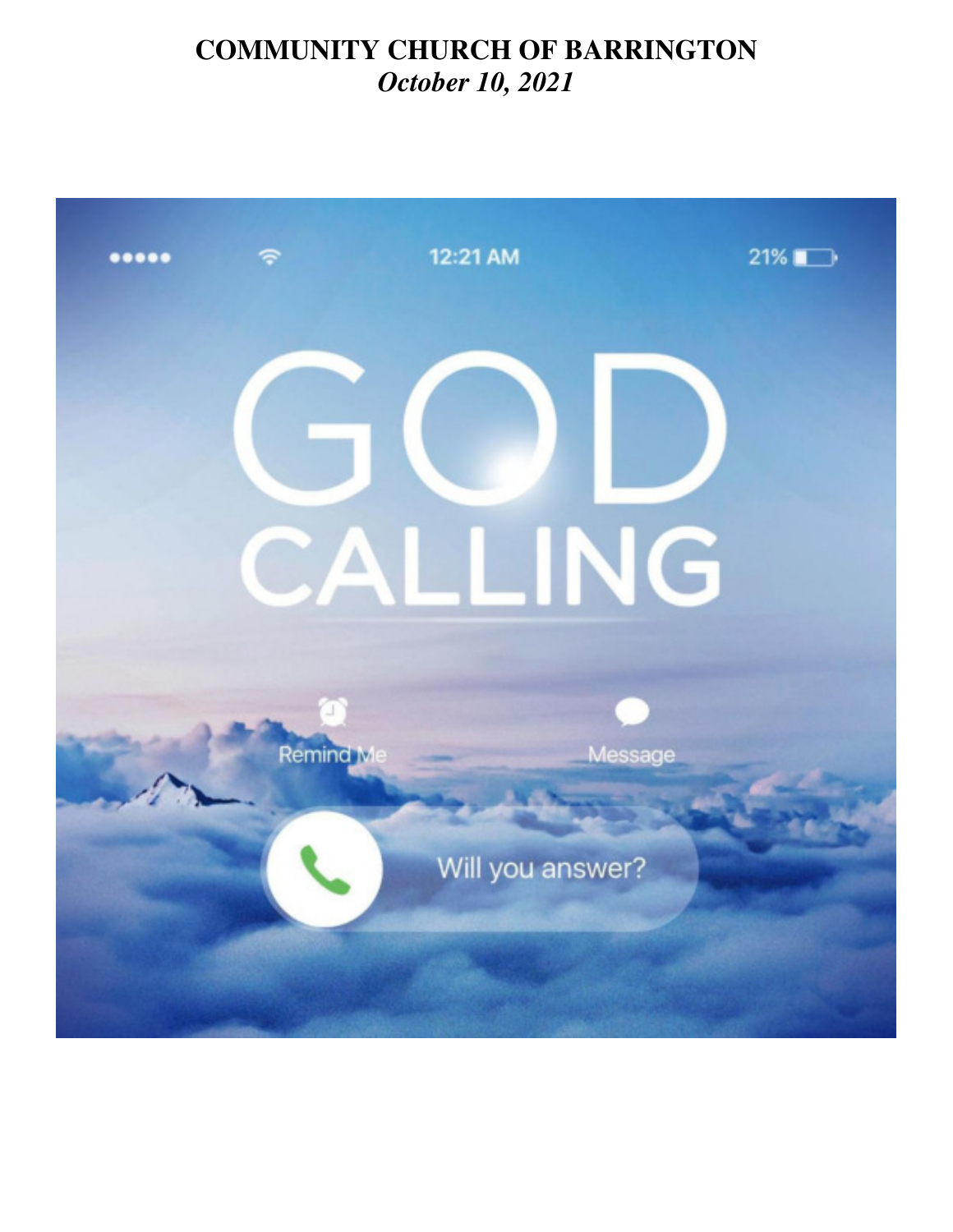# COMMUNITY CHURCH OF BARRINGTON

*October 10, 2021*

12:21 AM

21%

GOD

CALLING

Remind Me

Message

Will you answer?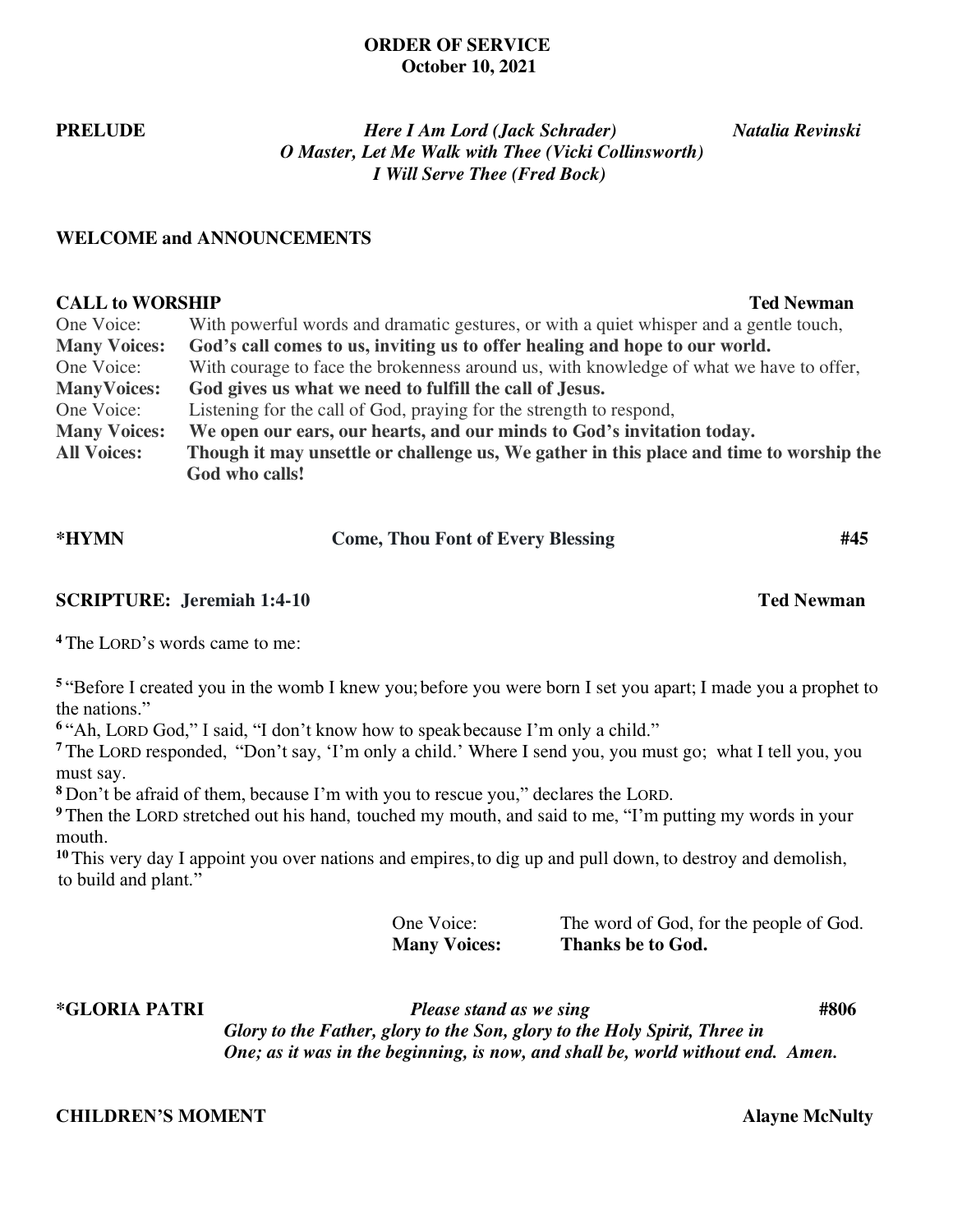# ORDER OF SERVICE
## October 10, 2021

**PRELUDE** — ***Here I Am Lord (Jack Schrader)*** — ***Natalia Revinski***
***O Master, Let Me Walk with Thee (Vicki Collinsworth)***
***I Will Serve Thee (Fred Bock)***

**WELCOME and ANNOUNCEMENTS**

**CALL to WORSHIP** — **Ted Newman**

One Voice: With powerful words and dramatic gestures, or with a quiet whisper and a gentle touch,
**Many Voices: God's call comes to us, inviting us to offer healing and hope to our world.**
One Voice: With courage to face the brokenness around us, with knowledge of what we have to offer,
**ManyVoices: God gives us what we need to fulfill the call of Jesus.**
One Voice: Listening for the call of God, praying for the strength to respond,
**Many Voices: We open our ears, our hearts, and our minds to God's invitation today.**
**All Voices: Though it may unsettle or challenge us, We gather in this place and time to worship the God who calls!**

**\*HYMN** — **Come, Thou Font of Every Blessing** — **#45**

**SCRIPTURE: Jeremiah 1:4-10** — **Ted Newman**

**4** The LORD's words came to me:

**5** "Before I created you in the womb I knew you; before you were born I set you apart; I made you a prophet to the nations."
**6** "Ah, LORD God," I said, "I don't know how to speak because I'm only a child."
**7** The LORD responded, "Don't say, 'I'm only a child.' Where I send you, you must go; what I tell you, you must say.
**8** Don't be afraid of them, because I'm with you to rescue you," declares the LORD.
**9** Then the LORD stretched out his hand, touched my mouth, and said to me, "I'm putting my words in your mouth.
**10** This very day I appoint you over nations and empires, to dig up and pull down, to destroy and demolish, to build and plant."

One Voice: The word of God, for the people of God.
**Many Voices: Thanks be to God.**

**\*GLORIA PATRI** — ***Please stand as we sing*** — **#806**
***Glory to the Father, glory to the Son, glory to the Holy Spirit, Three in One; as it was in the beginning, is now, and shall be, world without end. Amen.***

**CHILDREN'S MOMENT** — **Alayne McNulty**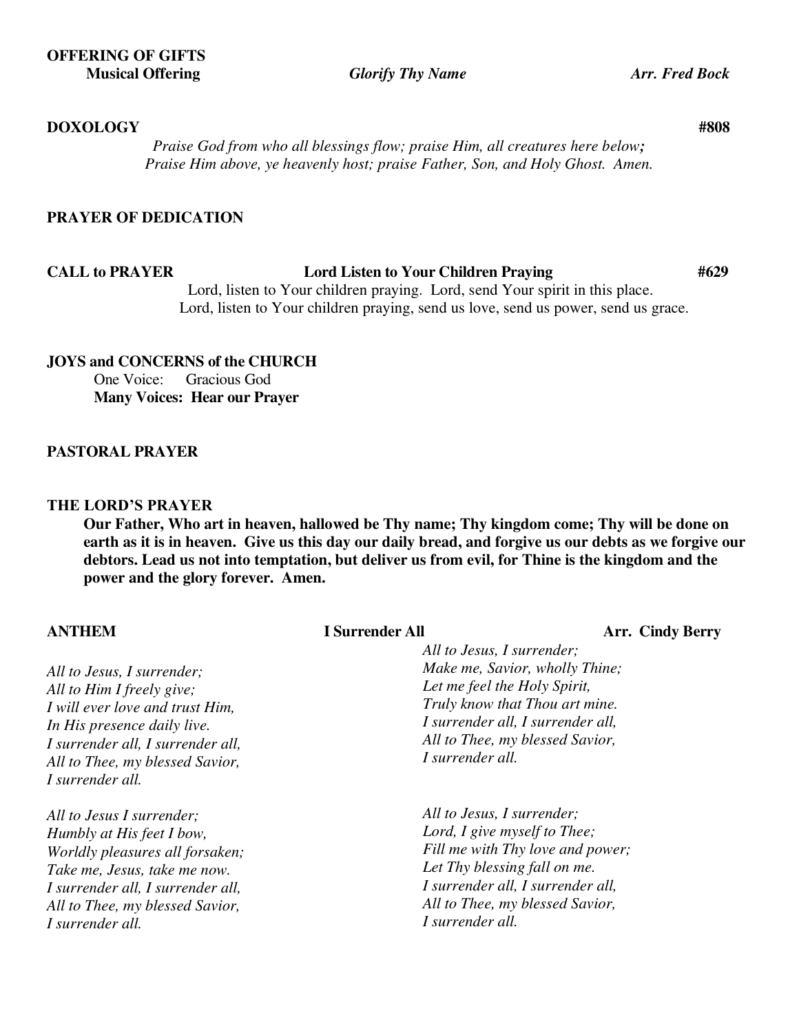**OFFERING OF GIFTS**

**Musical Offering** *Glorify Thy Name* *Arr. Fred Bock*

**DOXOLOGY** **#808**

*Praise God from who all blessings flow; praise Him, all creatures here below;*
*Praise Him above, ye heavenly host; praise Father, Son, and Holy Ghost. Amen.*

**PRAYER OF DEDICATION**

**CALL to PRAYER** **Lord Listen to Your Children Praying** **#629**

Lord, listen to Your children praying. Lord, send Your spirit in this place.
Lord, listen to Your children praying, send us love, send us power, send us grace.

**JOYS and CONCERNS of the CHURCH**

One Voice: Gracious God
**Many Voices: Hear our Prayer**

**PASTORAL PRAYER**

**THE LORD'S PRAYER**

**Our Father, Who art in heaven, hallowed be Thy name; Thy kingdom come; Thy will be done on earth as it is in heaven. Give us this day our daily bread, and forgive us our debts as we forgive our debtors. Lead us not into temptation, but deliver us from evil, for Thine is the kingdom and the power and the glory forever. Amen.**

**ANTHEM** **I Surrender All** **Arr. Cindy Berry**

*All to Jesus, I surrender;*
*All to Him I freely give;*
*I will ever love and trust Him,*
*In His presence daily live.*
*I surrender all, I surrender all,*
*All to Thee, my blessed Savior,*
*I surrender all.*

*All to Jesus I surrender;*
*Humbly at His feet I bow,*
*Worldly pleasures all forsaken;*
*Take me, Jesus, take me now.*
*I surrender all, I surrender all,*
*All to Thee, my blessed Savior,*
*I surrender all.*

*All to Jesus, I surrender;*
*Make me, Savior, wholly Thine;*
*Let me feel the Holy Spirit,*
*Truly know that Thou art mine.*
*I surrender all, I surrender all,*
*All to Thee, my blessed Savior,*
*I surrender all.*

*All to Jesus, I surrender;*
*Lord, I give myself to Thee;*
*Fill me with Thy love and power;*
*Let Thy blessing fall on me.*
*I surrender all, I surrender all,*
*All to Thee, my blessed Savior,*
*I surrender all.*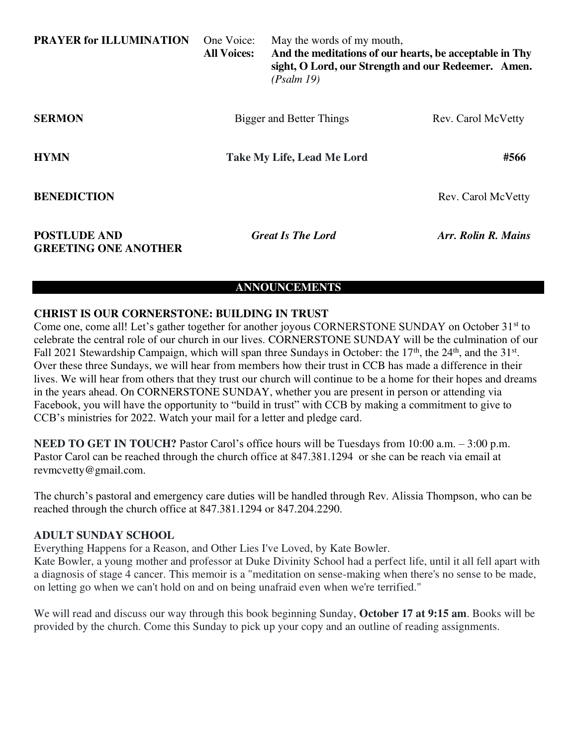**PRAYER for ILLUMINATION** One Voice: May the words of my mouth,
**All Voices:** **And the meditations of our hearts, be acceptable in Thy sight, O Lord, our Strength and our Redeemer. Amen.**
*(Psalm 19)*

**SERMON** Bigger and Better Things Rev. Carol McVetty

**HYMN** **Take My Life, Lead Me Lord** **#566**

**BENEDICTION** Rev. Carol McVetty

**POSTLUDE AND GREETING ONE ANOTHER** ***Great Is The Lord*** ***Arr. Rolin R. Mains***

## ANNOUNCEMENTS

**CHRIST IS OUR CORNERSTONE: BUILDING IN TRUST**

Come one, come all! Let's gather together for another joyous CORNERSTONE SUNDAY on October 31st to celebrate the central role of our church in our lives. CORNERSTONE SUNDAY will be the culmination of our Fall 2021 Stewardship Campaign, which will span three Sundays in October: the 17th, the 24th, and the 31st. Over these three Sundays, we will hear from members how their trust in CCB has made a difference in their lives. We will hear from others that they trust our church will continue to be a home for their hopes and dreams in the years ahead. On CORNERSTONE SUNDAY, whether you are present in person or attending via Facebook, you will have the opportunity to "build in trust" with CCB by making a commitment to give to CCB's ministries for 2022. Watch your mail for a letter and pledge card.

**NEED TO GET IN TOUCH?** Pastor Carol's office hours will be Tuesdays from 10:00 a.m. – 3:00 p.m. Pastor Carol can be reached through the church office at 847.381.1294 or she can be reach via email at revmcvetty@gmail.com.

The church's pastoral and emergency care duties will be handled through Rev. Alissia Thompson, who can be reached through the church office at 847.381.1294 or 847.204.2290.

**ADULT SUNDAY SCHOOL**

Everything Happens for a Reason, and Other Lies I've Loved, by Kate Bowler.
Kate Bowler, a young mother and professor at Duke Divinity School had a perfect life, until it all fell apart with a diagnosis of stage 4 cancer. This memoir is a "meditation on sense-making when there's no sense to be made, on letting go when we can't hold on and on being unafraid even when we're terrified."

We will read and discuss our way through this book beginning Sunday, **October 17 at 9:15 am**. Books will be provided by the church. Come this Sunday to pick up your copy and an outline of reading assignments.